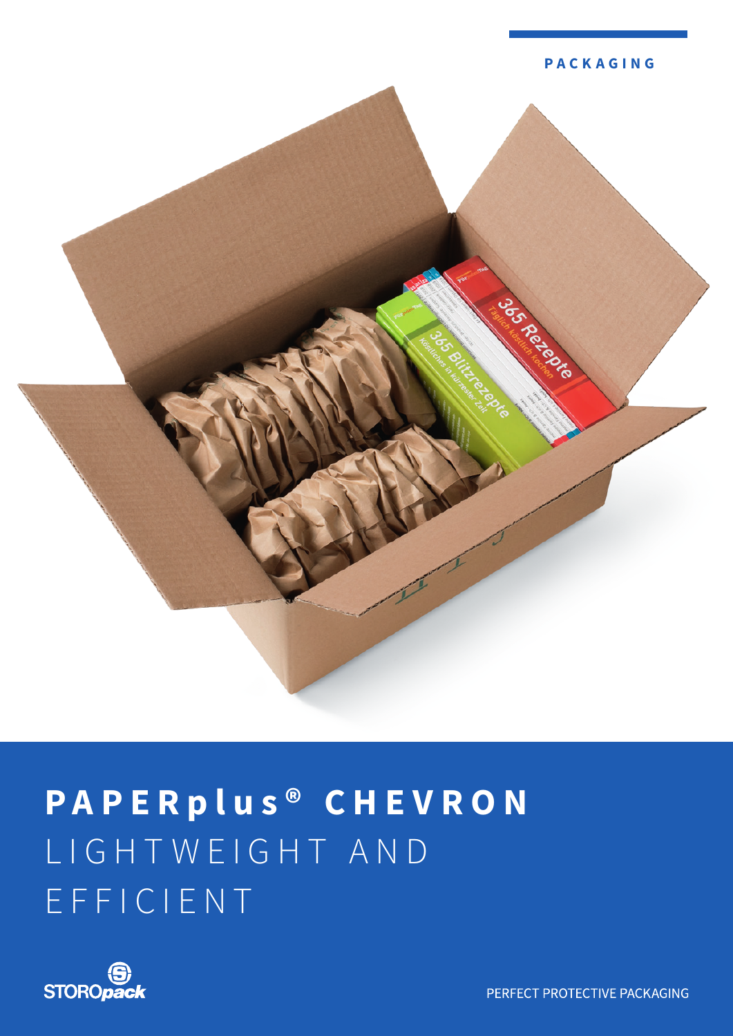PACKAGING

# PAPERplus® CHEVRON

## LIGHTWEIGHT AND EFFICIENT

STOROpack

PERFECT PROTECTIVE PACKAGING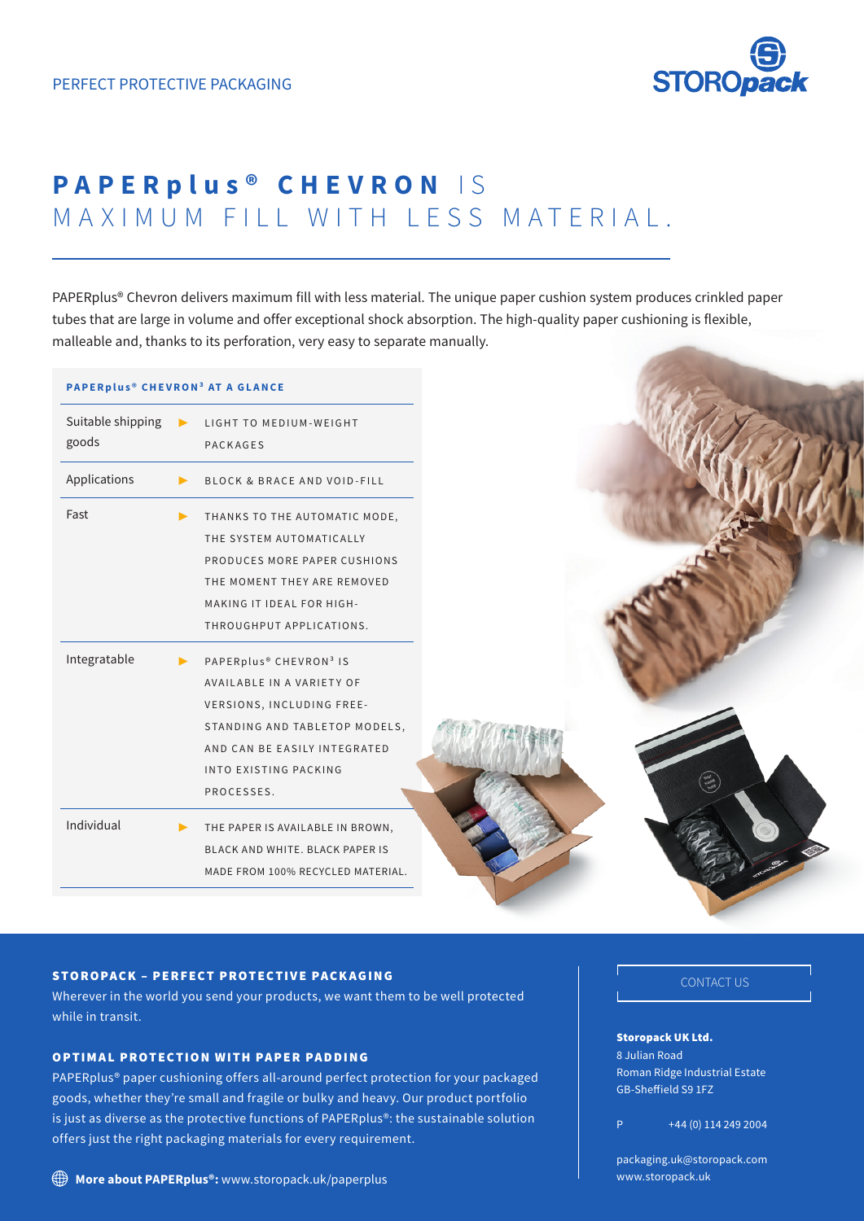PERFECT PROTECTIVE PACKAGING

# PAPERplus® CHEVRON IS MAXIMUM FILL WITH LESS MATERIAL.

PAPERplus® Chevron delivers maximum fill with less material. The unique paper cushion system produces crinkled paper tubes that are large in volume and offer exceptional shock absorption. The high-quality paper cushioning is flexible, malleable and, thanks to its perforation, very easy to separate manually.

### PAPERplus® CHEVRON³ AT A GLANCE

| | |
|---|---|
| Suitable shipping goods | LIGHT TO MEDIUM-WEIGHT PACKAGES |
| Applications | BLOCK & BRACE AND VOID-FILL |
| Fast | THANKS TO THE AUTOMATIC MODE, THE SYSTEM AUTOMATICALLY PRODUCES MORE PAPER CUSHIONS THE MOMENT THEY ARE REMOVED MAKING IT IDEAL FOR HIGH-THROUGHPUT APPLICATIONS. |
| Integratable | PAPERplus® CHEVRON³ IS AVAILABLE IN A VARIETY OF VERSIONS, INCLUDING FREE-STANDING AND TABLETOP MODELS, AND CAN BE EASILY INTEGRATED INTO EXISTING PACKING PROCESSES. |
| Individual | THE PAPER IS AVAILABLE IN BROWN, BLACK AND WHITE. BLACK PAPER IS MADE FROM 100% RECYCLED MATERIAL. |

### STOROPACK – PERFECT PROTECTIVE PACKAGING

Wherever in the world you send your products, we want them to be well protected while in transit.

### OPTIMAL PROTECTION WITH PAPER PADDING

PAPERplus® paper cushioning offers all-around perfect protection for your packaged goods, whether they're small and fragile or bulky and heavy. Our product portfolio is just as diverse as the protective functions of PAPERplus®: the sustainable solution offers just the right packaging materials for every requirement.

**More about PAPERplus®:** www.storopack.uk/paperplus

### CONTACT US

**Storopack UK Ltd.**
8 Julian Road
Roman Ridge Industrial Estate
GB-Sheffield S9 1FZ

P +44 (0) 114 249 2004

packaging.uk@storopack.com
www.storopack.uk